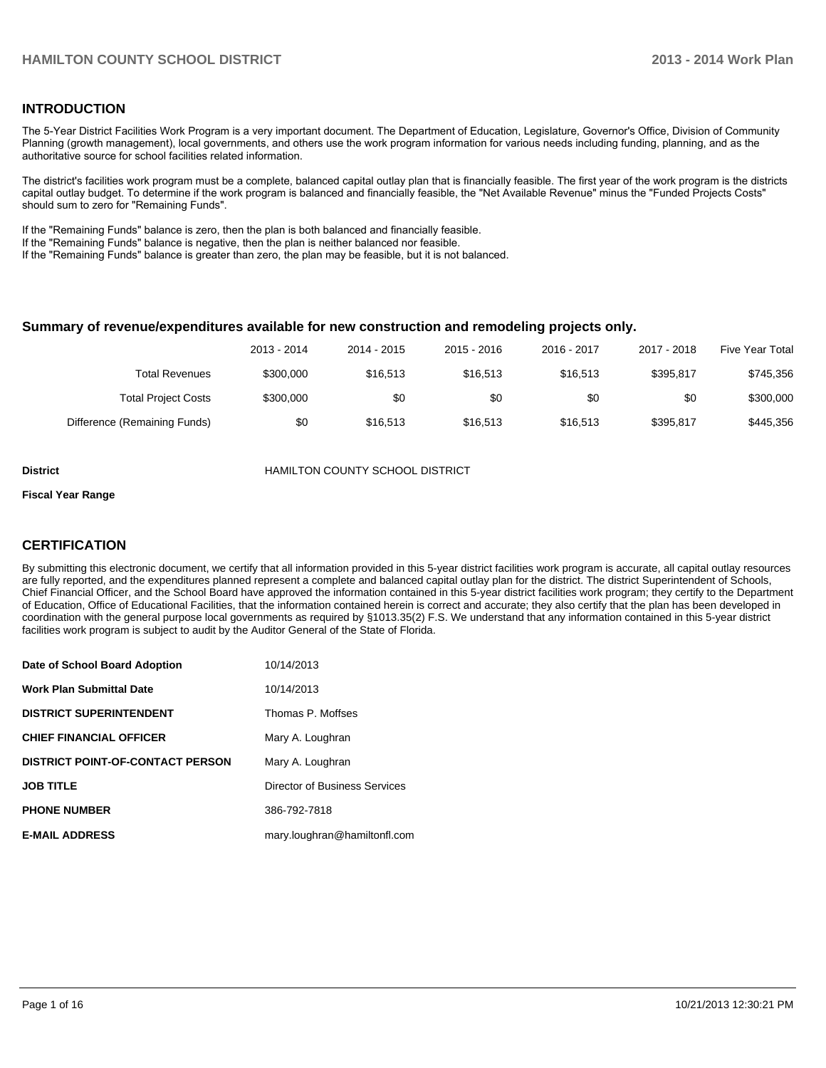## INTRODUCTION

The 5-Year District Facilities Work Program is a very important document. The Department of Education, Legislature, Governor's Office, Division of Community Planning (growth management), local governments, and others use the work program information for various needs including funding, planning, and as the authoritative source for school facilities related information.

The district's facilities work program must be a complete, balanced capital outlay plan that is financially feasible. The first year of the work program is the districts capital outlay budget. To determine if the work program is balanced and financially feasible, the "Net Available Revenue" minus the "Funded Projects Costs" should sum to zero for "Remaining Funds".

If the "Remaining Funds" balance is zero, then the plan is both balanced and financially feasible.
If the "Remaining Funds" balance is negative, then the plan is neither balanced nor feasible.
If the "Remaining Funds" balance is greater than zero, the plan may be feasible, but it is not balanced.

### Summary of revenue/expenditures available for new construction and remodeling projects only.

| | 2013 - 2014 | 2014 - 2015 | 2015 - 2016 | 2016 - 2017 | 2017 - 2018 | Five Year Total |
|---|---|---|---|---|---|---|
| Total Revenues | $300,000 | $16,513 | $16,513 | $16,513 | $395,817 | $745,356 |
| Total Project Costs | $300,000 | $0 | $0 | $0 | $0 | $300,000 |
| Difference (Remaining Funds) | $0 | $16,513 | $16,513 | $16,513 | $395,817 | $445,356 |

**District** HAMILTON COUNTY SCHOOL DISTRICT

**Fiscal Year Range**

## CERTIFICATION

By submitting this electronic document, we certify that all information provided in this 5-year district facilities work program is accurate, all capital outlay resources are fully reported, and the expenditures planned represent a complete and balanced capital outlay plan for the district. The district Superintendent of Schools, Chief Financial Officer, and the School Board have approved the information contained in this 5-year district facilities work program; they certify to the Department of Education, Office of Educational Facilities, that the information contained herein is correct and accurate; they also certify that the plan has been developed in coordination with the general purpose local governments as required by §1013.35(2) F.S. We understand that any information contained in this 5-year district facilities work program is subject to audit by the Auditor General of the State of Florida.

| | |
|---|---|
| **Date of School Board Adoption** | 10/14/2013 |
| **Work Plan Submittal Date** | 10/14/2013 |
| **DISTRICT SUPERINTENDENT** | Thomas P. Moffses |
| **CHIEF FINANCIAL OFFICER** | Mary A. Loughran |
| **DISTRICT POINT-OF-CONTACT PERSON** | Mary A. Loughran |
| **JOB TITLE** | Director of Business Services |
| **PHONE NUMBER** | 386-792-7818 |
| **E-MAIL ADDRESS** | mary.loughran@hamiltonfl.com |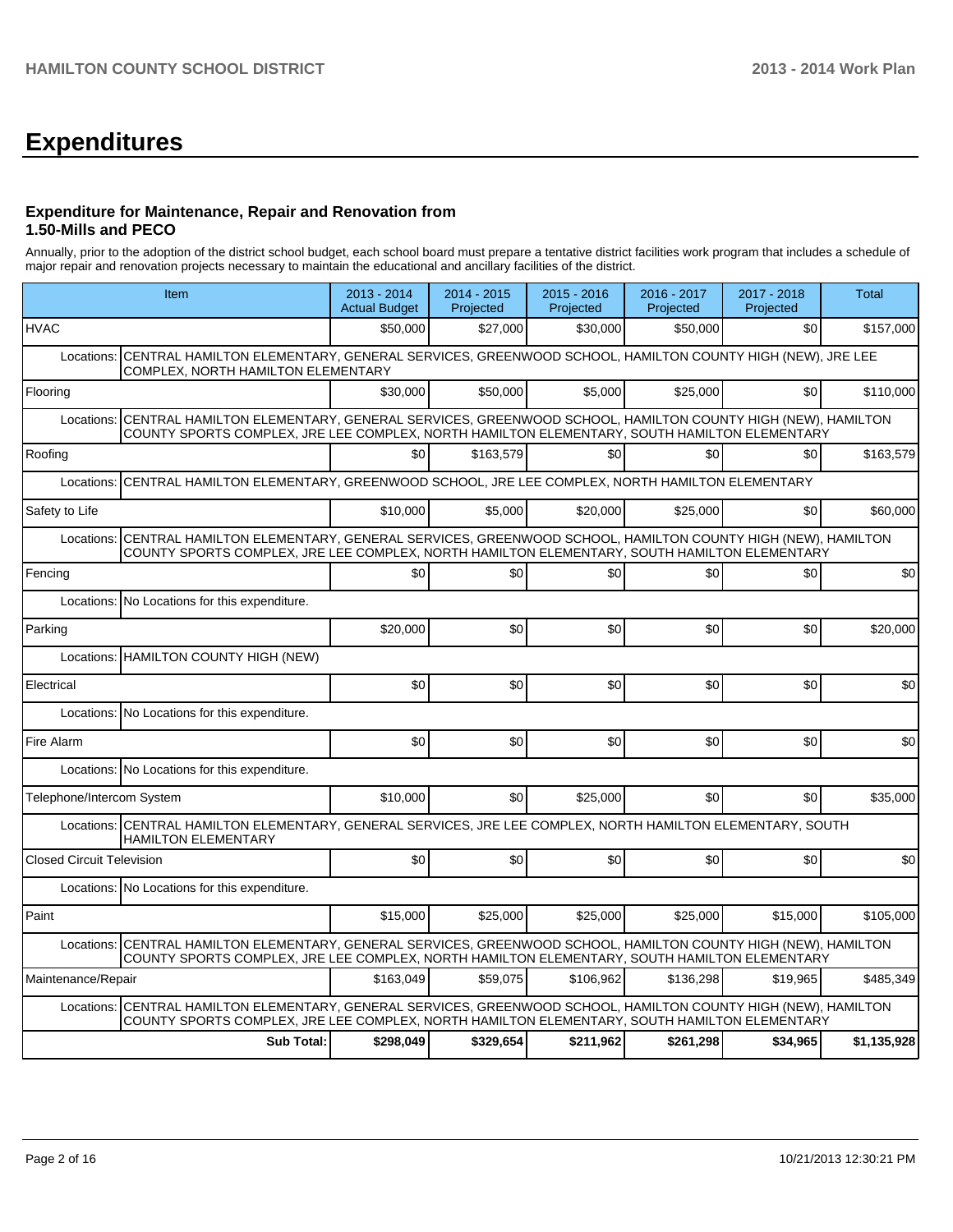# Expenditures

### Expenditure for Maintenance, Repair and Renovation from 1.50-Mills and PECO

Annually, prior to the adoption of the district school budget, each school board must prepare a tentative district facilities work program that includes a schedule of major repair and renovation projects necessary to maintain the educational and ancillary facilities of the district.

| Item | 2013 - 2014 Actual Budget | 2014 - 2015 Projected | 2015 - 2016 Projected | 2016 - 2017 Projected | 2017 - 2018 Projected | Total |
|---|---|---|---|---|---|---|
| HVAC | $50,000 | $27,000 | $30,000 | $50,000 | $0 | $157,000 |
| Locations: CENTRAL HAMILTON ELEMENTARY, GENERAL SERVICES, GREENWOOD SCHOOL, HAMILTON COUNTY HIGH (NEW), JRE LEE COMPLEX, NORTH HAMILTON ELEMENTARY | | | | | | |
| Flooring | $30,000 | $50,000 | $5,000 | $25,000 | $0 | $110,000 |
| Locations: CENTRAL HAMILTON ELEMENTARY, GENERAL SERVICES, GREENWOOD SCHOOL, HAMILTON COUNTY HIGH (NEW), HAMILTON COUNTY SPORTS COMPLEX, JRE LEE COMPLEX, NORTH HAMILTON ELEMENTARY, SOUTH HAMILTON ELEMENTARY | | | | | | |
| Roofing | $0 | $163,579 | $0 | $0 | $0 | $163,579 |
| Locations: CENTRAL HAMILTON ELEMENTARY, GREENWOOD SCHOOL, JRE LEE COMPLEX, NORTH HAMILTON ELEMENTARY | | | | | | |
| Safety to Life | $10,000 | $5,000 | $20,000 | $25,000 | $0 | $60,000 |
| Locations: CENTRAL HAMILTON ELEMENTARY, GENERAL SERVICES, GREENWOOD SCHOOL, HAMILTON COUNTY HIGH (NEW), HAMILTON COUNTY SPORTS COMPLEX, JRE LEE COMPLEX, NORTH HAMILTON ELEMENTARY, SOUTH HAMILTON ELEMENTARY | | | | | | |
| Fencing | $0 | $0 | $0 | $0 | $0 | $0 |
| Locations: No Locations for this expenditure. | | | | | | |
| Parking | $20,000 | $0 | $0 | $0 | $0 | $20,000 |
| Locations: HAMILTON COUNTY HIGH (NEW) | | | | | | |
| Electrical | $0 | $0 | $0 | $0 | $0 | $0 |
| Locations: No Locations for this expenditure. | | | | | | |
| Fire Alarm | $0 | $0 | $0 | $0 | $0 | $0 |
| Locations: No Locations for this expenditure. | | | | | | |
| Telephone/Intercom System | $10,000 | $0 | $25,000 | $0 | $0 | $35,000 |
| Locations: CENTRAL HAMILTON ELEMENTARY, GENERAL SERVICES, JRE LEE COMPLEX, NORTH HAMILTON ELEMENTARY, SOUTH HAMILTON ELEMENTARY | | | | | | |
| Closed Circuit Television | $0 | $0 | $0 | $0 | $0 | $0 |
| Locations: No Locations for this expenditure. | | | | | | |
| Paint | $15,000 | $25,000 | $25,000 | $25,000 | $15,000 | $105,000 |
| Locations: CENTRAL HAMILTON ELEMENTARY, GENERAL SERVICES, GREENWOOD SCHOOL, HAMILTON COUNTY HIGH (NEW), HAMILTON COUNTY SPORTS COMPLEX, JRE LEE COMPLEX, NORTH HAMILTON ELEMENTARY, SOUTH HAMILTON ELEMENTARY | | | | | | |
| Maintenance/Repair | $163,049 | $59,075 | $106,962 | $136,298 | $19,965 | $485,349 |
| Locations: CENTRAL HAMILTON ELEMENTARY, GENERAL SERVICES, GREENWOOD SCHOOL, HAMILTON COUNTY HIGH (NEW), HAMILTON COUNTY SPORTS COMPLEX, JRE LEE COMPLEX, NORTH HAMILTON ELEMENTARY, SOUTH HAMILTON ELEMENTARY | | | | | | |
| **Sub Total:** | **$298,049** | **$329,654** | **$211,962** | **$261,298** | **$34,965** | **$1,135,928** |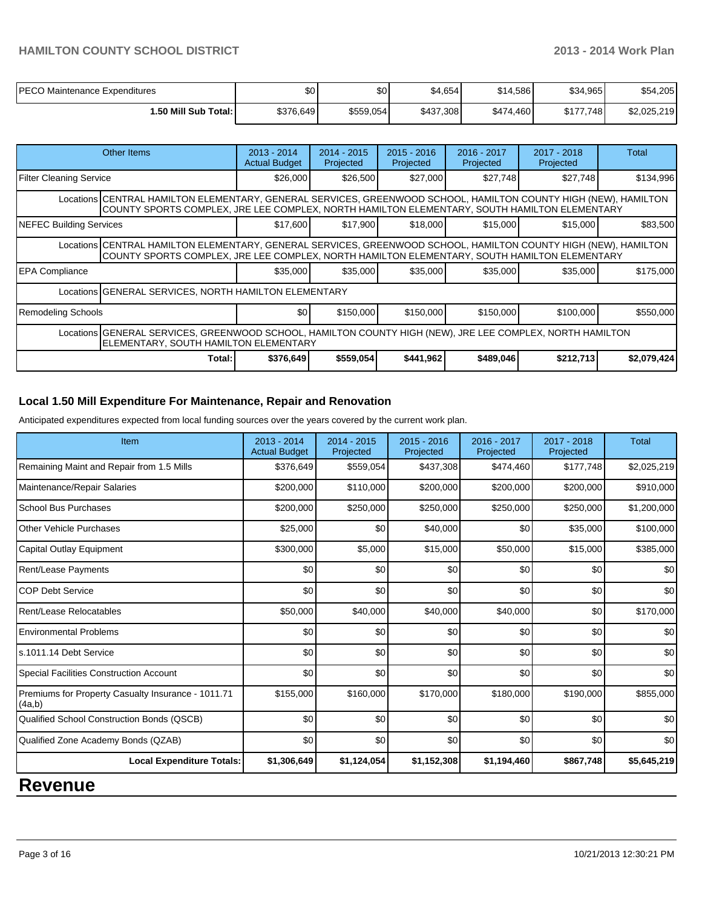| PECO Maintenance Expenditures | $0 | $0 | $4,654 | $14,586 | $34,965 | $54,205 |
|---|---|---|---|---|---|---|
| **1.50 Mill Sub Total:** | $376,649 | $559,054 | $437,308 | $474,460 | $177,748 | $2,025,219 |

| Other Items | 2013 - 2014 Actual Budget | 2014 - 2015 Projected | 2015 - 2016 Projected | 2016 - 2017 Projected | 2017 - 2018 Projected | Total |
|---|---|---|---|---|---|---|
| Filter Cleaning Service | $26,000 | $26,500 | $27,000 | $27,748 | $27,748 | $134,996 |
| Locations CENTRAL HAMILTON ELEMENTARY, GENERAL SERVICES, GREENWOOD SCHOOL, HAMILTON COUNTY HIGH (NEW), HAMILTON COUNTY SPORTS COMPLEX, JRE LEE COMPLEX, NORTH HAMILTON ELEMENTARY, SOUTH HAMILTON ELEMENTARY | | | | | | |
| NEFEC Building Services | $17,600 | $17,900 | $18,000 | $15,000 | $15,000 | $83,500 |
| Locations CENTRAL HAMILTON ELEMENTARY, GENERAL SERVICES, GREENWOOD SCHOOL, HAMILTON COUNTY HIGH (NEW), HAMILTON COUNTY SPORTS COMPLEX, JRE LEE COMPLEX, NORTH HAMILTON ELEMENTARY, SOUTH HAMILTON ELEMENTARY | | | | | | |
| EPA Compliance | $35,000 | $35,000 | $35,000 | $35,000 | $35,000 | $175,000 |
| Locations GENERAL SERVICES, NORTH HAMILTON ELEMENTARY | | | | | | |
| Remodeling Schools | $0 | $150,000 | $150,000 | $150,000 | $100,000 | $550,000 |
| Locations GENERAL SERVICES, GREENWOOD SCHOOL, HAMILTON COUNTY HIGH (NEW), JRE LEE COMPLEX, NORTH HAMILTON ELEMENTARY, SOUTH HAMILTON ELEMENTARY | | | | | | |
| **Total:** | **$376,649** | **$559,054** | **$441,962** | **$489,046** | **$212,713** | **$2,079,424** |

## Local 1.50 Mill Expenditure For Maintenance, Repair and Renovation

Anticipated expenditures expected from local funding sources over the years covered by the current work plan.

| Item | 2013 - 2014 Actual Budget | 2014 - 2015 Projected | 2015 - 2016 Projected | 2016 - 2017 Projected | 2017 - 2018 Projected | Total |
|---|---|---|---|---|---|---|
| Remaining Maint and Repair from 1.5 Mills | $376,649 | $559,054 | $437,308 | $474,460 | $177,748 | $2,025,219 |
| Maintenance/Repair Salaries | $200,000 | $110,000 | $200,000 | $200,000 | $200,000 | $910,000 |
| School Bus Purchases | $200,000 | $250,000 | $250,000 | $250,000 | $250,000 | $1,200,000 |
| Other Vehicle Purchases | $25,000 | $0 | $40,000 | $0 | $35,000 | $100,000 |
| Capital Outlay Equipment | $300,000 | $5,000 | $15,000 | $50,000 | $15,000 | $385,000 |
| Rent/Lease Payments | $0 | $0 | $0 | $0 | $0 | $0 |
| COP Debt Service | $0 | $0 | $0 | $0 | $0 | $0 |
| Rent/Lease Relocatables | $50,000 | $40,000 | $40,000 | $40,000 | $0 | $170,000 |
| Environmental Problems | $0 | $0 | $0 | $0 | $0 | $0 |
| s.1011.14 Debt Service | $0 | $0 | $0 | $0 | $0 | $0 |
| Special Facilities Construction Account | $0 | $0 | $0 | $0 | $0 | $0 |
| Premiums for Property Casualty Insurance - 1011.71 (4a,b) | $155,000 | $160,000 | $170,000 | $180,000 | $190,000 | $855,000 |
| Qualified School Construction Bonds (QSCB) | $0 | $0 | $0 | $0 | $0 | $0 |
| Qualified Zone Academy Bonds (QZAB) | $0 | $0 | $0 | $0 | $0 | $0 |
| **Local Expenditure Totals:** | **$1,306,649** | **$1,124,054** | **$1,152,308** | **$1,194,460** | **$867,748** | **$5,645,219** |

# Revenue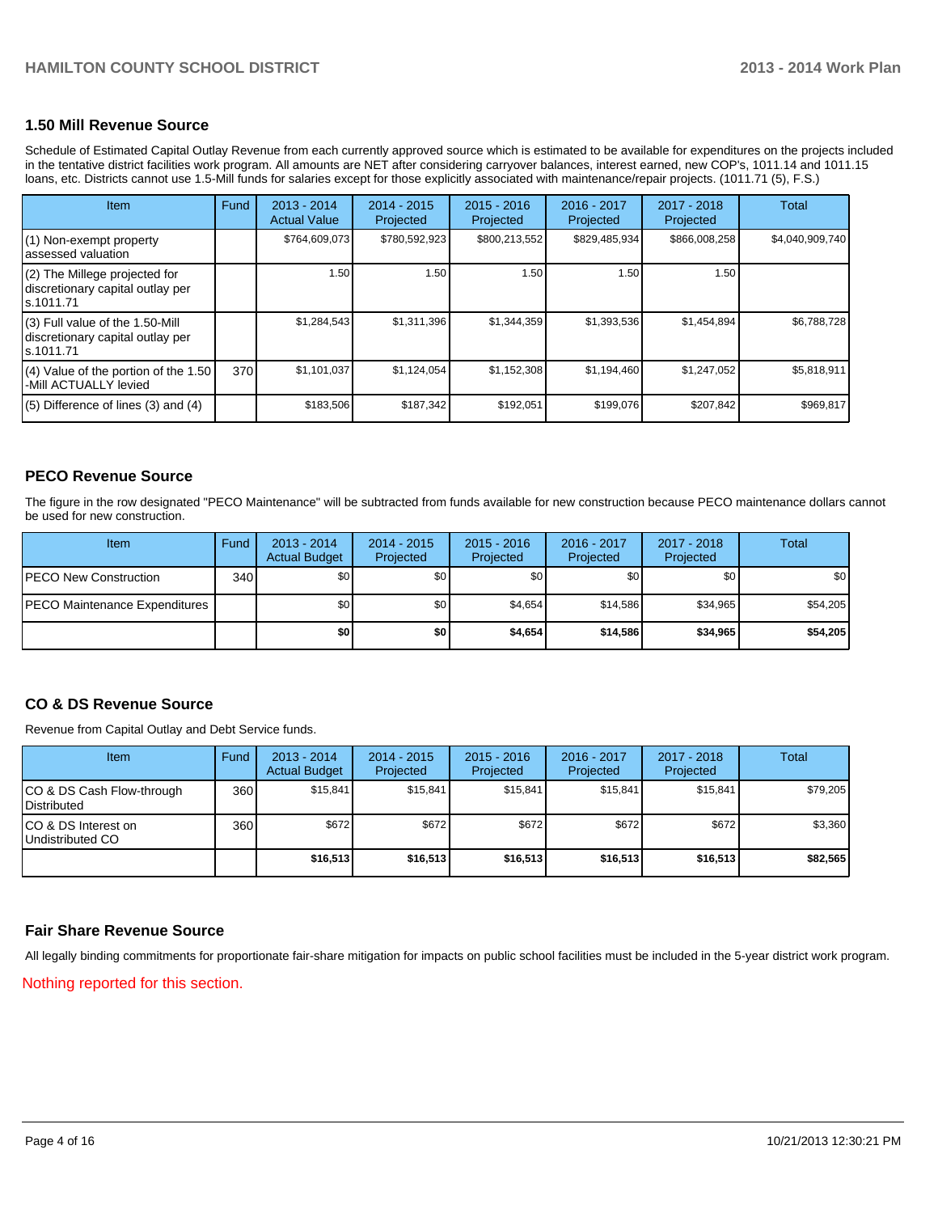## 1.50 Mill Revenue Source

Schedule of Estimated Capital Outlay Revenue from each currently approved source which is estimated to be available for expenditures on the projects included in the tentative district facilities work program. All amounts are NET after considering carryover balances, interest earned, new COP's, 1011.14 and 1011.15 loans, etc. Districts cannot use 1.5-Mill funds for salaries except for those explicitly associated with maintenance/repair projects. (1011.71 (5), F.S.)

| Item | Fund | 2013 - 2014 Actual Value | 2014 - 2015 Projected | 2015 - 2016 Projected | 2016 - 2017 Projected | 2017 - 2018 Projected | Total |
|---|---|---|---|---|---|---|---|
| (1) Non-exempt property assessed valuation | | $764,609,073 | $780,592,923 | $800,213,552 | $829,485,934 | $866,008,258 | $4,040,909,740 |
| (2) The Millege projected for discretionary capital outlay per s.1011.71 | | 1.50 | 1.50 | 1.50 | 1.50 | 1.50 | |
| (3) Full value of the 1.50-Mill discretionary capital outlay per s.1011.71 | | $1,284,543 | $1,311,396 | $1,344,359 | $1,393,536 | $1,454,894 | $6,788,728 |
| (4) Value of the portion of the 1.50 -Mill ACTUALLY levied | 370 | $1,101,037 | $1,124,054 | $1,152,308 | $1,194,460 | $1,247,052 | $5,818,911 |
| (5) Difference of lines (3) and (4) | | $183,506 | $187,342 | $192,051 | $199,076 | $207,842 | $969,817 |

## PECO Revenue Source

The figure in the row designated "PECO Maintenance" will be subtracted from funds available for new construction because PECO maintenance dollars cannot be used for new construction.

| Item | Fund | 2013 - 2014 Actual Budget | 2014 - 2015 Projected | 2015 - 2016 Projected | 2016 - 2017 Projected | 2017 - 2018 Projected | Total |
|---|---|---|---|---|---|---|---|
| PECO New Construction | 340 | $0 | $0 | $0 | $0 | $0 | $0 |
| PECO Maintenance Expenditures | | $0 | $0 | $4,654 | $14,586 | $34,965 | $54,205 |
| | | **$0** | **$0** | **$4,654** | **$14,586** | **$34,965** | **$54,205** |

## CO & DS Revenue Source

Revenue from Capital Outlay and Debt Service funds.

| Item | Fund | 2013 - 2014 Actual Budget | 2014 - 2015 Projected | 2015 - 2016 Projected | 2016 - 2017 Projected | 2017 - 2018 Projected | Total |
|---|---|---|---|---|---|---|---|
| CO & DS Cash Flow-through Distributed | 360 | $15,841 | $15,841 | $15,841 | $15,841 | $15,841 | $79,205 |
| CO & DS Interest on Undistributed CO | 360 | $672 | $672 | $672 | $672 | $672 | $3,360 |
| | | **$16,513** | **$16,513** | **$16,513** | **$16,513** | **$16,513** | **$82,565** |

## Fair Share Revenue Source

All legally binding commitments for proportionate fair-share mitigation for impacts on public school facilities must be included in the 5-year district work program.

Nothing reported for this section.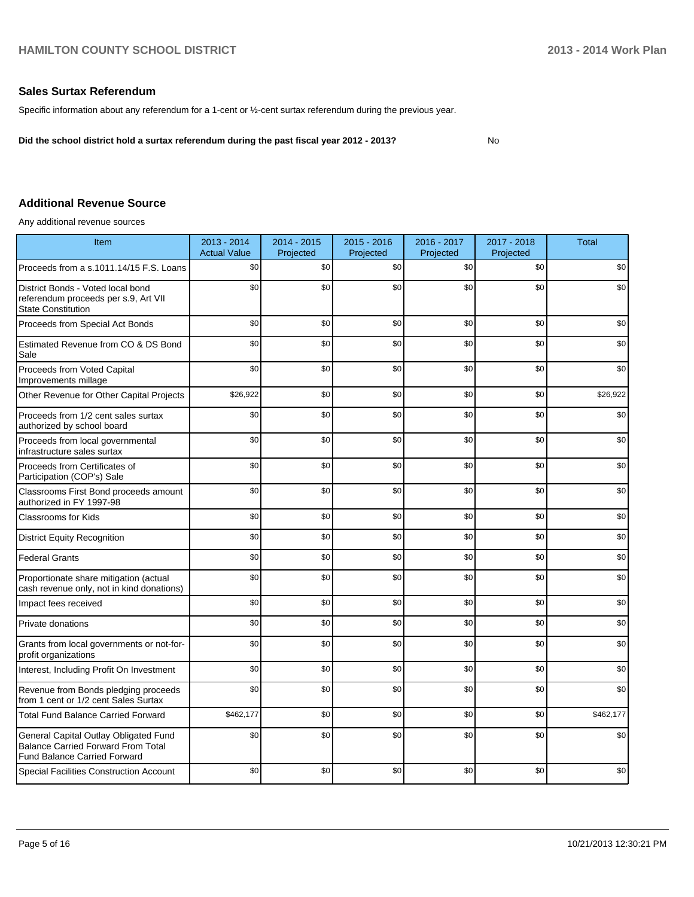## Sales Surtax Referendum

Specific information about any referendum for a 1-cent or ½-cent surtax referendum during the previous year.

**Did the school district hold a surtax referendum during the past fiscal year 2012 - 2013?** No

## Additional Revenue Source

Any additional revenue sources

| Item | 2013 - 2014 Actual Value | 2014 - 2015 Projected | 2015 - 2016 Projected | 2016 - 2017 Projected | 2017 - 2018 Projected | Total |
|---|---|---|---|---|---|---|
| Proceeds from a s.1011.14/15 F.S. Loans | $0 | $0 | $0 | $0 | $0 | $0 |
| District Bonds - Voted local bond referendum proceeds per s.9, Art VII State Constitution | $0 | $0 | $0 | $0 | $0 | $0 |
| Proceeds from Special Act Bonds | $0 | $0 | $0 | $0 | $0 | $0 |
| Estimated Revenue from CO & DS Bond Sale | $0 | $0 | $0 | $0 | $0 | $0 |
| Proceeds from Voted Capital Improvements millage | $0 | $0 | $0 | $0 | $0 | $0 |
| Other Revenue for Other Capital Projects | $26,922 | $0 | $0 | $0 | $0 | $26,922 |
| Proceeds from 1/2 cent sales surtax authorized by school board | $0 | $0 | $0 | $0 | $0 | $0 |
| Proceeds from local governmental infrastructure sales surtax | $0 | $0 | $0 | $0 | $0 | $0 |
| Proceeds from Certificates of Participation (COP's) Sale | $0 | $0 | $0 | $0 | $0 | $0 |
| Classrooms First Bond proceeds amount authorized in FY 1997-98 | $0 | $0 | $0 | $0 | $0 | $0 |
| Classrooms for Kids | $0 | $0 | $0 | $0 | $0 | $0 |
| District Equity Recognition | $0 | $0 | $0 | $0 | $0 | $0 |
| Federal Grants | $0 | $0 | $0 | $0 | $0 | $0 |
| Proportionate share mitigation (actual cash revenue only, not in kind donations) | $0 | $0 | $0 | $0 | $0 | $0 |
| Impact fees received | $0 | $0 | $0 | $0 | $0 | $0 |
| Private donations | $0 | $0 | $0 | $0 | $0 | $0 |
| Grants from local governments or not-for-profit organizations | $0 | $0 | $0 | $0 | $0 | $0 |
| Interest, Including Profit On Investment | $0 | $0 | $0 | $0 | $0 | $0 |
| Revenue from Bonds pledging proceeds from 1 cent or 1/2 cent Sales Surtax | $0 | $0 | $0 | $0 | $0 | $0 |
| Total Fund Balance Carried Forward | $462,177 | $0 | $0 | $0 | $0 | $462,177 |
| General Capital Outlay Obligated Fund Balance Carried Forward From Total Fund Balance Carried Forward | $0 | $0 | $0 | $0 | $0 | $0 |
| Special Facilities Construction Account | $0 | $0 | $0 | $0 | $0 | $0 |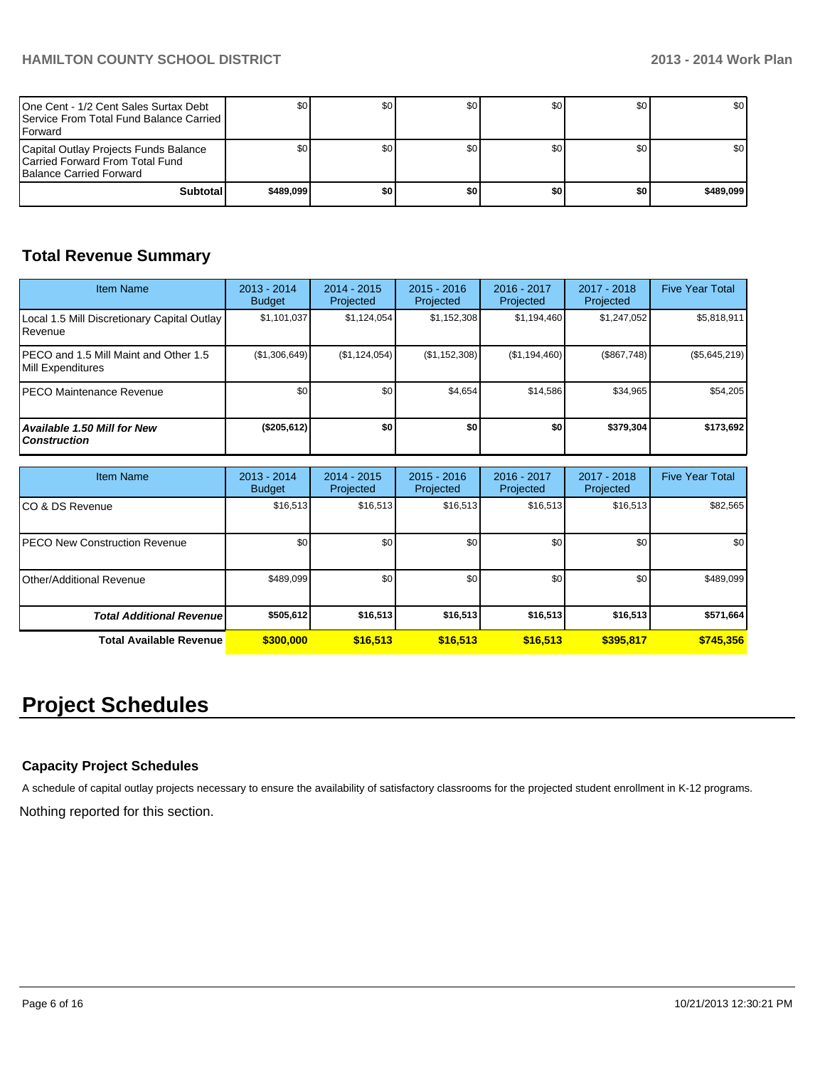| | | | | | | |
|---|---|---|---|---|---|---|
| One Cent - 1/2 Cent Sales Surtax Debt Service From Total Fund Balance Carried Forward | $0 | $0 | $0 | $0 | $0 | $0 |
| Capital Outlay Projects Funds Balance Carried Forward From Total Fund Balance Carried Forward | $0 | $0 | $0 | $0 | $0 | $0 |
| **Subtotal** | **$489,099** | **$0** | **$0** | **$0** | **$0** | **$489,099** |

## Total Revenue Summary

| Item Name | 2013 - 2014 Budget | 2014 - 2015 Projected | 2015 - 2016 Projected | 2016 - 2017 Projected | 2017 - 2018 Projected | Five Year Total |
|---|---|---|---|---|---|---|
| Local 1.5 Mill Discretionary Capital Outlay Revenue | $1,101,037 | $1,124,054 | $1,152,308 | $1,194,460 | $1,247,052 | $5,818,911 |
| PECO and 1.5 Mill Maint and Other 1.5 Mill Expenditures | ($1,306,649) | ($1,124,054) | ($1,152,308) | ($1,194,460) | ($867,748) | ($5,645,219) |
| PECO Maintenance Revenue | $0 | $0 | $4,654 | $14,586 | $34,965 | $54,205 |
| ***Available 1.50 Mill for New Construction*** | **($205,612)** | **$0** | **$0** | **$0** | **$379,304** | **$173,692** |

| Item Name | 2013 - 2014 Budget | 2014 - 2015 Projected | 2015 - 2016 Projected | 2016 - 2017 Projected | 2017 - 2018 Projected | Five Year Total |
|---|---|---|---|---|---|---|
| CO & DS Revenue | $16,513 | $16,513 | $16,513 | $16,513 | $16,513 | $82,565 |
| PECO New Construction Revenue | $0 | $0 | $0 | $0 | $0 | $0 |
| Other/Additional Revenue | $489,099 | $0 | $0 | $0 | $0 | $489,099 |
| ***Total Additional Revenue*** | **$505,612** | **$16,513** | **$16,513** | **$16,513** | **$16,513** | **$571,664** |
| **Total Available Revenue** | **$300,000** | **$16,513** | **$16,513** | **$16,513** | **$395,817** | **$745,356** |

# Project Schedules

### Capacity Project Schedules

A schedule of capital outlay projects necessary to ensure the availability of satisfactory classrooms for the projected student enrollment in K-12 programs.

Nothing reported for this section.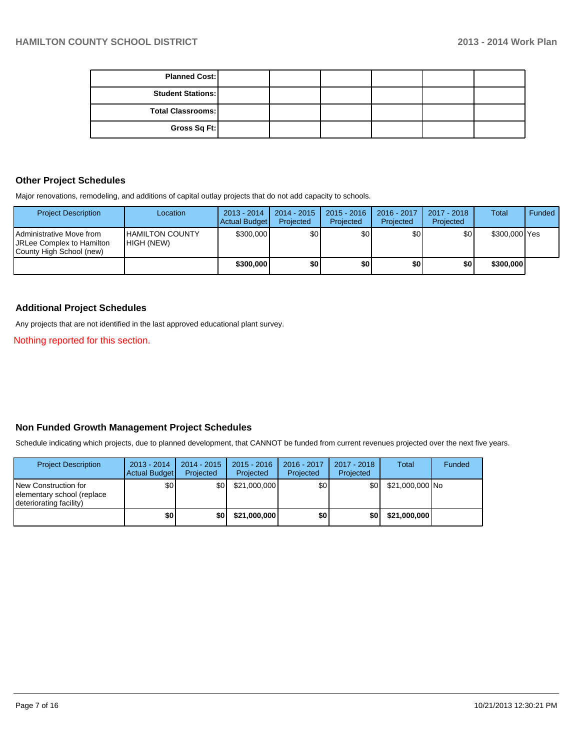| | | | | | | |
|---|---|---|---|---|---|---|
| **Planned Cost:** | | | | | | |
| **Student Stations:** | | | | | | |
| **Total Classrooms:** | | | | | | |
| **Gross Sq Ft:** | | | | | | |

## Other Project Schedules

Major renovations, remodeling, and additions of capital outlay projects that do not add capacity to schools.

| Project Description | Location | 2013 - 2014 Actual Budget | 2014 - 2015 Projected | 2015 - 2016 Projected | 2016 - 2017 Projected | 2017 - 2018 Projected | Total | Funded |
|---|---|---|---|---|---|---|---|---|
| Administrative Move from JRLee Complex to Hamilton County High School (new) | HAMILTON COUNTY HIGH (NEW) | $300,000 | $0 | $0 | $0 | $0 | $300,000 | Yes |
| | | **$300,000** | **$0** | **$0** | **$0** | **$0** | **$300,000** | |

## Additional Project Schedules

Any projects that are not identified in the last approved educational plant survey.

Nothing reported for this section.

## Non Funded Growth Management Project Schedules

Schedule indicating which projects, due to planned development, that CANNOT be funded from current revenues projected over the next five years.

| Project Description | 2013 - 2014 Actual Budget | 2014 - 2015 Projected | 2015 - 2016 Projected | 2016 - 2017 Projected | 2017 - 2018 Projected | Total | Funded |
|---|---|---|---|---|---|---|---|
| New Construction for elementary school (replace deteriorating facility) | $0 | $0 | $21,000,000 | $0 | $0 | $21,000,000 | No |
| | **$0** | **$0** | **$21,000,000** | **$0** | **$0** | **$21,000,000** | |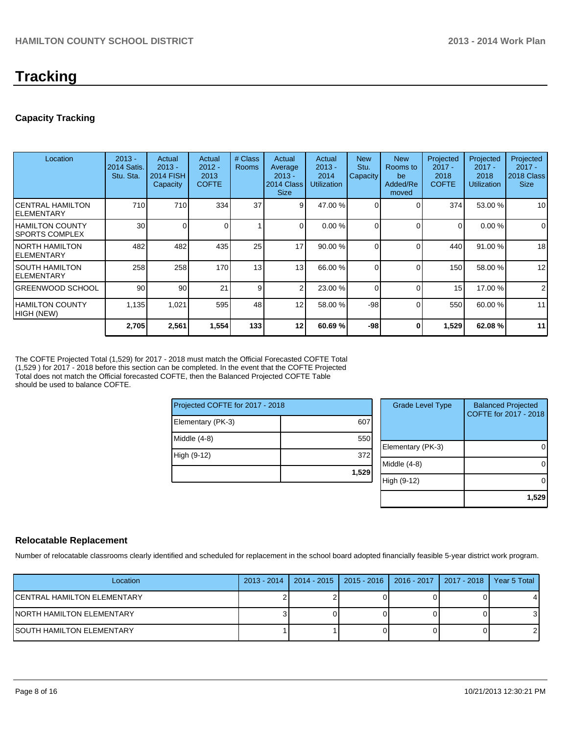# Tracking

## Capacity Tracking

| Location | 2013 - 2014 Satis. Stu. Sta. | Actual 2013 - 2014 FISH Capacity | Actual 2012 - 2013 COFTE | # Class Rooms | Actual Average 2013 - 2014 Class Size | Actual 2013 - 2014 Utilization | New Stu. Capacity | New Rooms to be Added/Removed | Projected 2017 - 2018 COFTE | Projected 2017 - 2018 Utilization | Projected 2017 - 2018 Class Size |
|---|---|---|---|---|---|---|---|---|---|---|---|
| CENTRAL HAMILTON ELEMENTARY | 710 | 710 | 334 | 37 | 9 | 47.00 % | 0 | 0 | 374 | 53.00 % | 10 |
| HAMILTON COUNTY SPORTS COMPLEX | 30 | 0 | 0 | 1 | 0 | 0.00 % | 0 | 0 | 0 | 0.00 % | 0 |
| NORTH HAMILTON ELEMENTARY | 482 | 482 | 435 | 25 | 17 | 90.00 % | 0 | 0 | 440 | 91.00 % | 18 |
| SOUTH HAMILTON ELEMENTARY | 258 | 258 | 170 | 13 | 13 | 66.00 % | 0 | 0 | 150 | 58.00 % | 12 |
| GREENWOOD SCHOOL | 90 | 90 | 21 | 9 | 2 | 23.00 % | 0 | 0 | 15 | 17.00 % | 2 |
| HAMILTON COUNTY HIGH (NEW) | 1,135 | 1,021 | 595 | 48 | 12 | 58.00 % | -98 | 0 | 550 | 60.00 % | 11 |
| | **2,705** | **2,561** | **1,554** | **133** | **12** | **60.69 %** | **-98** | **0** | **1,529** | **62.08 %** | **11** |

The COFTE Projected Total (1,529) for 2017 - 2018 must match the Official Forecasted COFTE Total (1,529 ) for 2017 - 2018 before this section can be completed. In the event that the COFTE Projected Total does not match the Official forecasted COFTE, then the Balanced Projected COFTE Table should be used to balance COFTE.

| Projected COFTE for 2017 - 2018 | |
|---|---|
| Elementary (PK-3) | 607 |
| Middle (4-8) | 550 |
| High (9-12) | 372 |
| | **1,529** |

| Grade Level Type | Balanced Projected COFTE for 2017 - 2018 |
|---|---|
| Elementary (PK-3) | 0 |
| Middle (4-8) | 0 |
| High (9-12) | 0 |
| | **1,529** |

## Relocatable Replacement

Number of relocatable classrooms clearly identified and scheduled for replacement in the school board adopted financially feasible 5-year district work program.

| Location | 2013 - 2014 | 2014 - 2015 | 2015 - 2016 | 2016 - 2017 | 2017 - 2018 | Year 5 Total |
|---|---|---|---|---|---|---|
| CENTRAL HAMILTON ELEMENTARY | 2 | 2 | 0 | 0 | 0 | 4 |
| NORTH HAMILTON ELEMENTARY | 3 | 0 | 0 | 0 | 0 | 3 |
| SOUTH HAMILTON ELEMENTARY | 1 | 1 | 0 | 0 | 0 | 2 |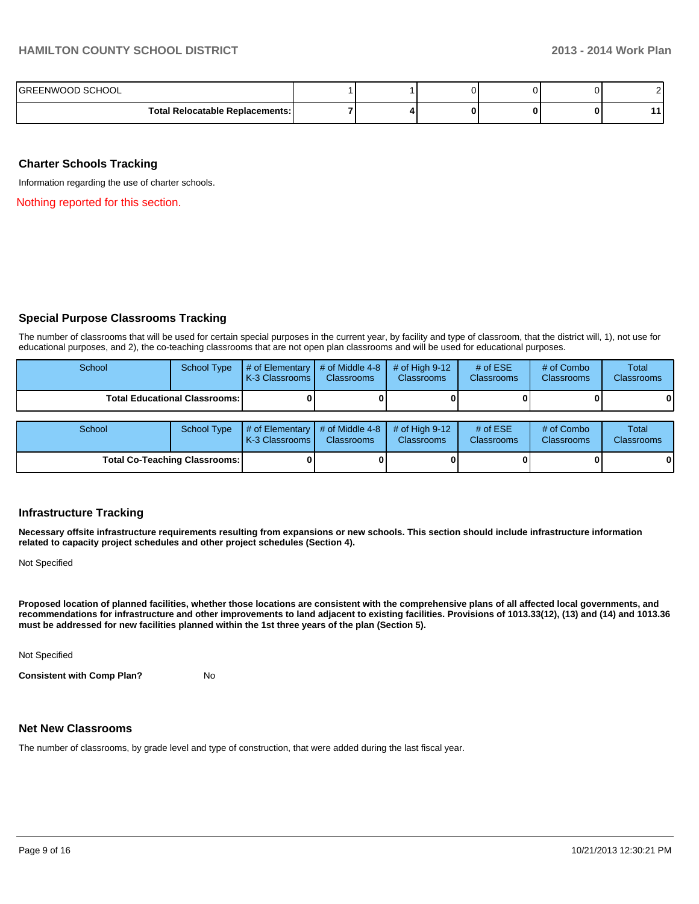| | | | | | | |
|---|---|---|---|---|---|---|
| GREENWOOD SCHOOL | 1 | 1 | 0 | 0 | 0 | 2 |
| **Total Relocatable Replacements:** | **7** | **4** | **0** | **0** | **0** | **11** |

## Charter Schools Tracking

Information regarding the use of charter schools.

Nothing reported for this section.

## Special Purpose Classrooms Tracking

The number of classrooms that will be used for certain special purposes in the current year, by facility and type of classroom, that the district will, 1), not use for educational purposes, and 2), the co-teaching classrooms that are not open plan classrooms and will be used for educational purposes.

| School | School Type | # of Elementary K-3 Classrooms | # of Middle 4-8 Classrooms | # of High 9-12 Classrooms | # of ESE Classrooms | # of Combo Classrooms | Total Classrooms |
|---|---|---|---|---|---|---|---|
| **Total Educational Classrooms:** | | **0** | **0** | **0** | **0** | **0** | **0** |

| School | School Type | # of Elementary K-3 Classrooms | # of Middle 4-8 Classrooms | # of High 9-12 Classrooms | # of ESE Classrooms | # of Combo Classrooms | Total Classrooms |
|---|---|---|---|---|---|---|---|
| **Total Co-Teaching Classrooms:** | | **0** | **0** | **0** | **0** | **0** | **0** |

## Infrastructure Tracking

**Necessary offsite infrastructure requirements resulting from expansions or new schools. This section should include infrastructure information related to capacity project schedules and other project schedules (Section 4).**

Not Specified

**Proposed location of planned facilities, whether those locations are consistent with the comprehensive plans of all affected local governments, and recommendations for infrastructure and other improvements to land adjacent to existing facilities. Provisions of 1013.33(12), (13) and (14) and 1013.36 must be addressed for new facilities planned within the 1st three years of the plan (Section 5).**

Not Specified

**Consistent with Comp Plan?** No

## Net New Classrooms

The number of classrooms, by grade level and type of construction, that were added during the last fiscal year.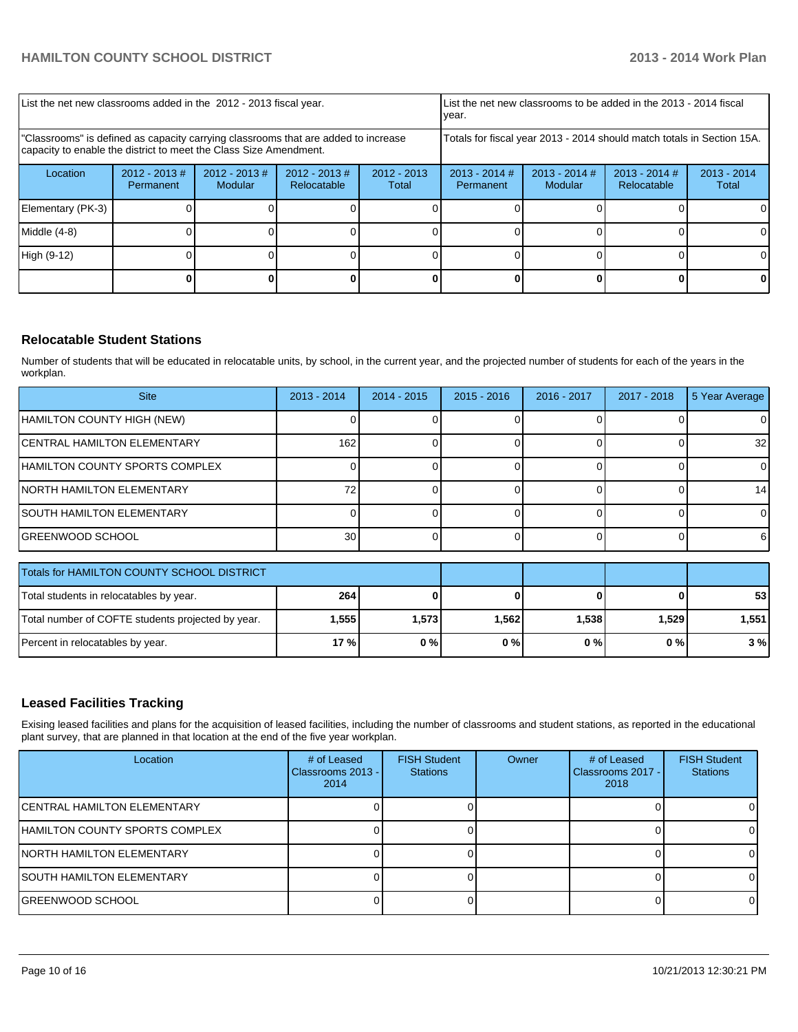| List the net new classrooms added in the 2012 - 2013 fiscal year. | | | | List the net new classrooms to be added in the 2013 - 2014 fiscal year. | | | |
|---|---|---|---|---|---|---|---|
| "Classrooms" is defined as capacity carrying classrooms that are added to increase capacity to enable the district to meet the Class Size Amendment. | | | | Totals for fiscal year 2013 - 2014 should match totals in Section 15A. | | | |
| Location | 2012 - 2013 # Permanent | 2012 - 2013 # Modular | 2012 - 2013 # Relocatable | 2012 - 2013 Total | 2013 - 2014 # Permanent | 2013 - 2014 # Modular | 2013 - 2014 # Relocatable | 2013 - 2014 Total |
| Elementary (PK-3) | 0 | 0 | 0 | 0 | 0 | 0 | 0 | 0 |
| Middle (4-8) | 0 | 0 | 0 | 0 | 0 | 0 | 0 | 0 |
| High (9-12) | 0 | 0 | 0 | 0 | 0 | 0 | 0 | 0 |
| | **0** | **0** | **0** | **0** | **0** | **0** | **0** | **0** |

## Relocatable Student Stations

Number of students that will be educated in relocatable units, by school, in the current year, and the projected number of students for each of the years in the workplan.

| Site | 2013 - 2014 | 2014 - 2015 | 2015 - 2016 | 2016 - 2017 | 2017 - 2018 | 5 Year Average |
|---|---|---|---|---|---|---|
| HAMILTON COUNTY HIGH (NEW) | 0 | 0 | 0 | 0 | 0 | 0 |
| CENTRAL HAMILTON ELEMENTARY | 162 | 0 | 0 | 0 | 0 | 32 |
| HAMILTON COUNTY SPORTS COMPLEX | 0 | 0 | 0 | 0 | 0 | 0 |
| NORTH HAMILTON ELEMENTARY | 72 | 0 | 0 | 0 | 0 | 14 |
| SOUTH HAMILTON ELEMENTARY | 0 | 0 | 0 | 0 | 0 | 0 |
| GREENWOOD SCHOOL | 30 | 0 | 0 | 0 | 0 | 6 |

| Totals for HAMILTON COUNTY SCHOOL DISTRICT | | | | | | |
|---|---|---|---|---|---|---|
| Total students in relocatables by year. | **264** | **0** | **0** | **0** | **0** | **53** |
| Total number of COFTE students projected by year. | **1,555** | **1,573** | **1,562** | **1,538** | **1,529** | **1,551** |
| Percent in relocatables by year. | **17 %** | **0 %** | **0 %** | **0 %** | **0 %** | **3 %** |

## Leased Facilities Tracking

Exising leased facilities and plans for the acquisition of leased facilities, including the number of classrooms and student stations, as reported in the educational plant survey, that are planned in that location at the end of the five year workplan.

| Location | # of Leased Classrooms 2013 - 2014 | FISH Student Stations | Owner | # of Leased Classrooms 2017 - 2018 | FISH Student Stations |
|---|---|---|---|---|---|
| CENTRAL HAMILTON ELEMENTARY | 0 | 0 | | 0 | 0 |
| HAMILTON COUNTY SPORTS COMPLEX | 0 | 0 | | 0 | 0 |
| NORTH HAMILTON ELEMENTARY | 0 | 0 | | 0 | 0 |
| SOUTH HAMILTON ELEMENTARY | 0 | 0 | | 0 | 0 |
| GREENWOOD SCHOOL | 0 | 0 | | 0 | 0 |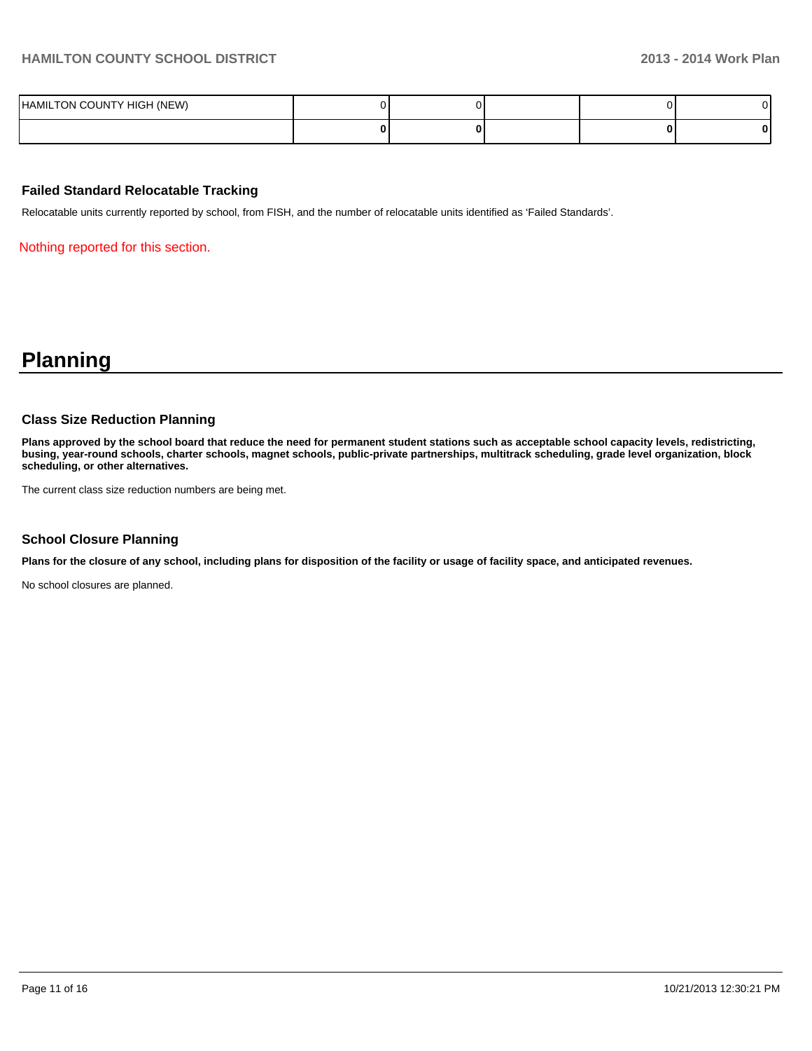| | | | | | |
|---|---|---|---|---|---|
| HAMILTON COUNTY HIGH (NEW) | 0 | 0 | | 0 | 0 |
| | **0** | **0** | | **0** | **0** |

### Failed Standard Relocatable Tracking

Relocatable units currently reported by school, from FISH, and the number of relocatable units identified as 'Failed Standards'.

Nothing reported for this section.

# Planning

### Class Size Reduction Planning

**Plans approved by the school board that reduce the need for permanent student stations such as acceptable school capacity levels, redistricting, busing, year-round schools, charter schools, magnet schools, public-private partnerships, multitrack scheduling, grade level organization, block scheduling, or other alternatives.**

The current class size reduction numbers are being met.

### School Closure Planning

**Plans for the closure of any school, including plans for disposition of the facility or usage of facility space, and anticipated revenues.**

No school closures are planned.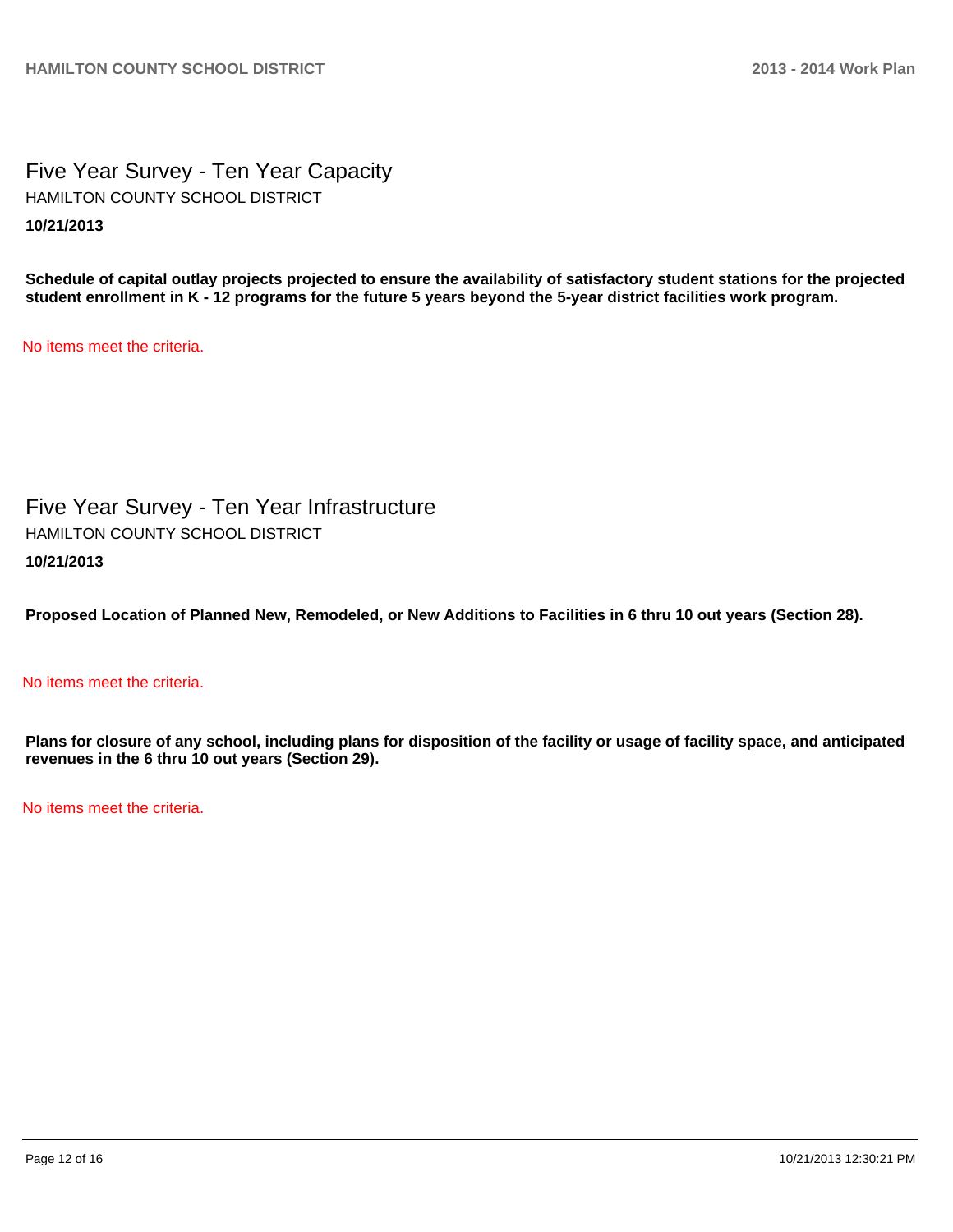# Five Year Survey - Ten Year Capacity

HAMILTON COUNTY SCHOOL DISTRICT

**10/21/2013**

**Schedule of capital outlay projects projected to ensure the availability of satisfactory student stations for the projected student enrollment in K - 12 programs for the future 5 years beyond the 5-year district facilities work program.**

No items meet the criteria.

# Five Year Survey - Ten Year Infrastructure

HAMILTON COUNTY SCHOOL DISTRICT

**10/21/2013**

**Proposed Location of Planned New, Remodeled, or New Additions to Facilities in 6 thru 10 out years (Section 28).**

No items meet the criteria.

**Plans for closure of any school, including plans for disposition of the facility or usage of facility space, and anticipated revenues in the 6 thru 10 out years (Section 29).**

No items meet the criteria.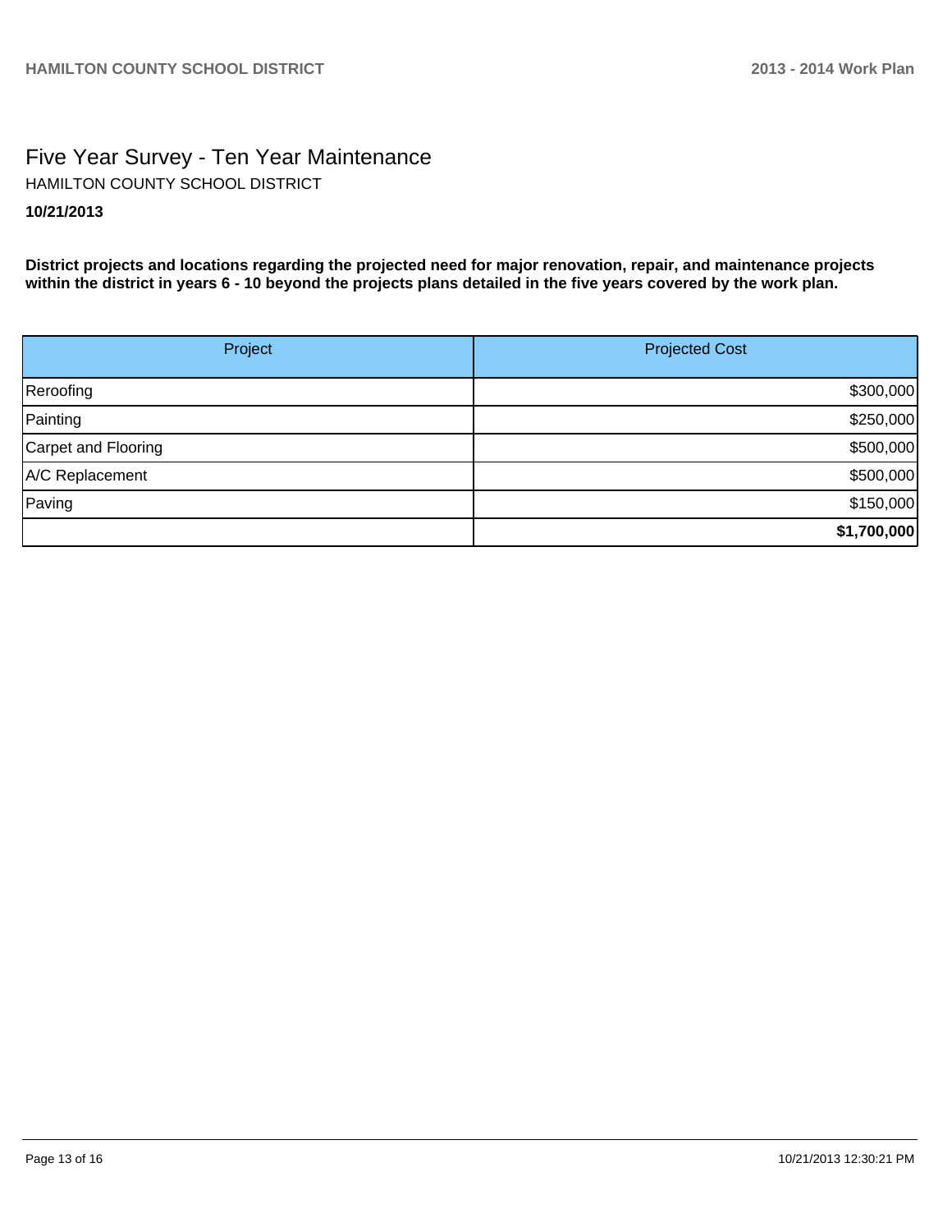# Five Year Survey - Ten Year Maintenance

HAMILTON COUNTY SCHOOL DISTRICT

**10/21/2013**

**District projects and locations regarding the projected need for major renovation, repair, and maintenance projects within the district in years 6 - 10 beyond the projects plans detailed in the five years covered by the work plan.**

| Project | Projected Cost |
| --- | --- |
| Reroofing | $300,000 |
| Painting | $250,000 |
| Carpet and Flooring | $500,000 |
| A/C Replacement | $500,000 |
| Paving | $150,000 |
| | **$1,700,000** |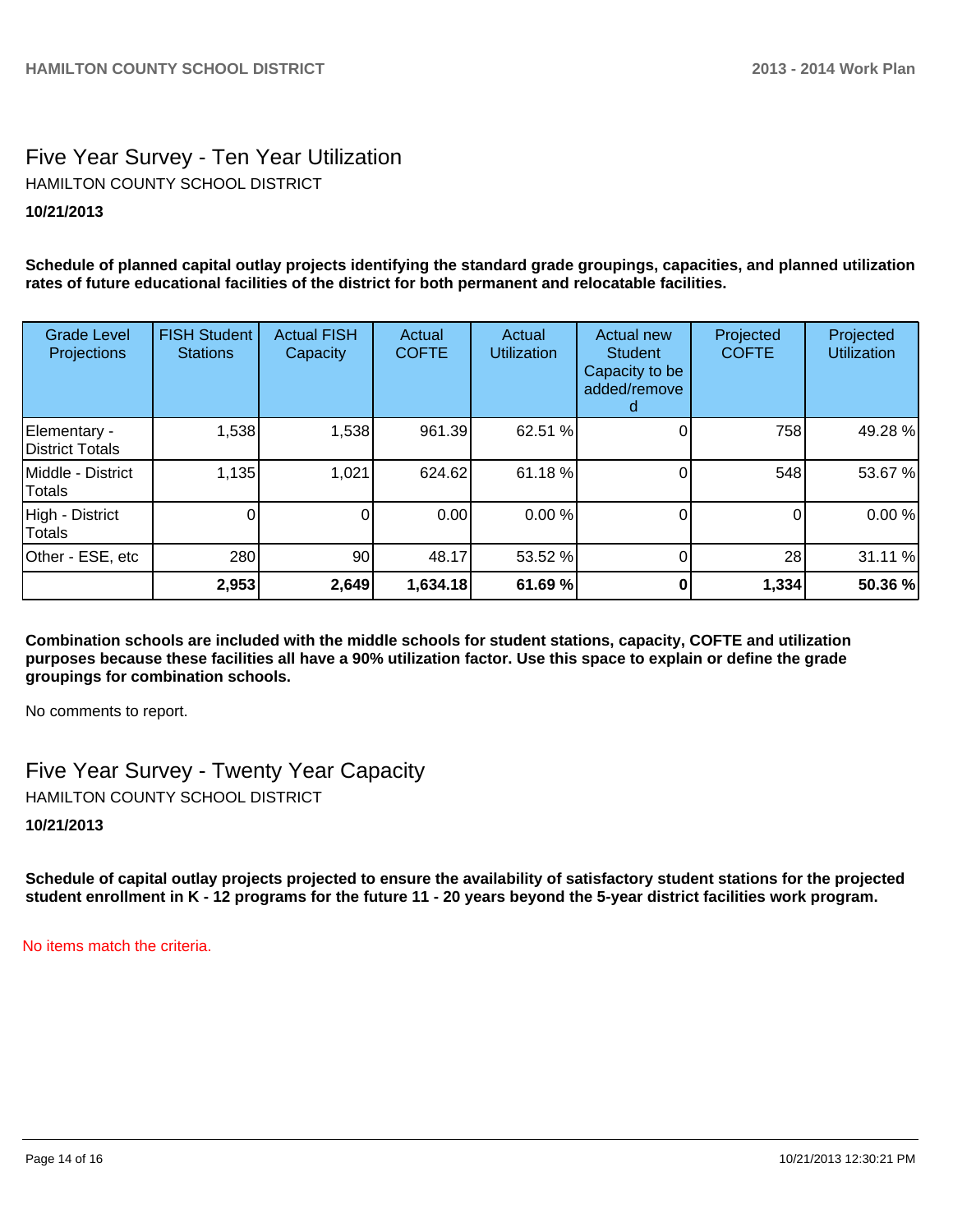## Five Year Survey - Ten Year Utilization

HAMILTON COUNTY SCHOOL DISTRICT

**10/21/2013**

**Schedule of planned capital outlay projects identifying the standard grade groupings, capacities, and planned utilization rates of future educational facilities of the district for both permanent and relocatable facilities.**

| Grade Level Projections | FISH Student Stations | Actual FISH Capacity | Actual COFTE | Actual Utilization | Actual new Student Capacity to be added/removed | Projected COFTE | Projected Utilization |
|---|---|---|---|---|---|---|---|
| Elementary - District Totals | 1,538 | 1,538 | 961.39 | 62.51 % | 0 | 758 | 49.28 % |
| Middle - District Totals | 1,135 | 1,021 | 624.62 | 61.18 % | 0 | 548 | 53.67 % |
| High - District Totals | 0 | 0 | 0.00 | 0.00 % | 0 | 0 | 0.00 % |
| Other - ESE, etc | 280 | 90 | 48.17 | 53.52 % | 0 | 28 | 31.11 % |
| | **2,953** | **2,649** | **1,634.18** | **61.69 %** | **0** | **1,334** | **50.36 %** |

**Combination schools are included with the middle schools for student stations, capacity, COFTE and utilization purposes because these facilities all have a 90% utilization factor. Use this space to explain or define the grade groupings for combination schools.**

No comments to report.

## Five Year Survey - Twenty Year Capacity

HAMILTON COUNTY SCHOOL DISTRICT

**10/21/2013**

**Schedule of capital outlay projects projected to ensure the availability of satisfactory student stations for the projected student enrollment in K - 12 programs for the future 11 - 20 years beyond the 5-year district facilities work program.**

No items match the criteria.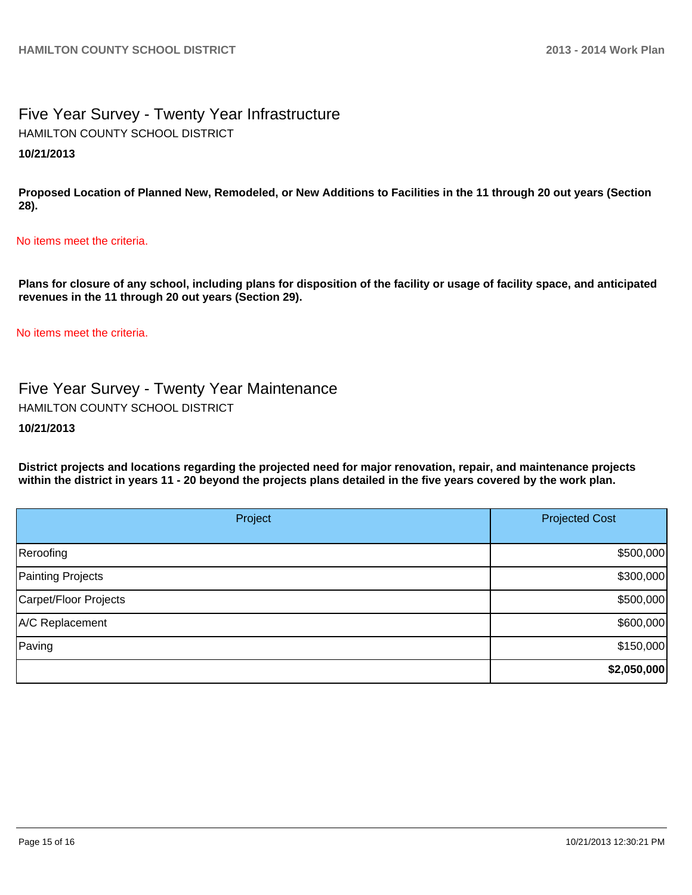## Five Year Survey - Twenty Year Infrastructure

HAMILTON COUNTY SCHOOL DISTRICT

**10/21/2013**

**Proposed Location of Planned New, Remodeled, or New Additions to Facilities in the 11 through 20 out years (Section 28).**

No items meet the criteria.

**Plans for closure of any school, including plans for disposition of the facility or usage of facility space, and anticipated revenues in the 11 through 20 out years (Section 29).**

No items meet the criteria.

## Five Year Survey - Twenty Year Maintenance

HAMILTON COUNTY SCHOOL DISTRICT

**10/21/2013**

**District projects and locations regarding the projected need for major renovation, repair, and maintenance projects within the district in years 11 - 20 beyond the projects plans detailed in the five years covered by the work plan.**

| Project | Projected Cost |
|---|---|
| Reroofing | $500,000 |
| Painting Projects | $300,000 |
| Carpet/Floor Projects | $500,000 |
| A/C Replacement | $600,000 |
| Paving | $150,000 |
| | **$2,050,000** |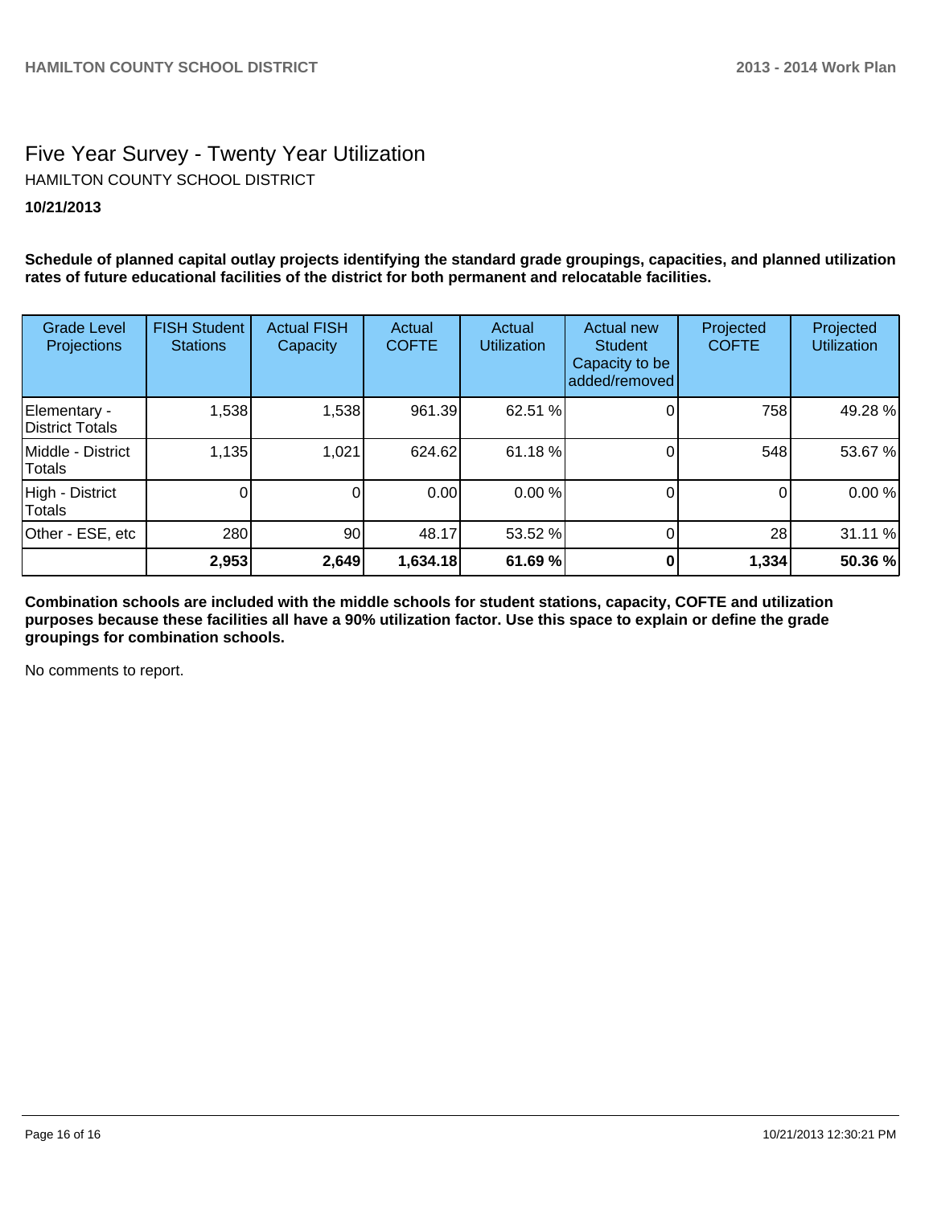# Five Year Survey - Twenty Year Utilization

HAMILTON COUNTY SCHOOL DISTRICT

**10/21/2013**

**Schedule of planned capital outlay projects identifying the standard grade groupings, capacities, and planned utilization rates of future educational facilities of the district for both permanent and relocatable facilities.**

| Grade Level Projections | FISH Student Stations | Actual FISH Capacity | Actual COFTE | Actual Utilization | Actual new Student Capacity to be added/removed | Projected COFTE | Projected Utilization |
|---|---|---|---|---|---|---|---|
| Elementary - District Totals | 1,538 | 1,538 | 961.39 | 62.51 % | 0 | 758 | 49.28 % |
| Middle - District Totals | 1,135 | 1,021 | 624.62 | 61.18 % | 0 | 548 | 53.67 % |
| High - District Totals | 0 | 0 | 0.00 | 0.00 % | 0 | 0 | 0.00 % |
| Other - ESE, etc | 280 | 90 | 48.17 | 53.52 % | 0 | 28 | 31.11 % |
| | **2,953** | **2,649** | **1,634.18** | **61.69 %** | **0** | **1,334** | **50.36 %** |

**Combination schools are included with the middle schools for student stations, capacity, COFTE and utilization purposes because these facilities all have a 90% utilization factor. Use this space to explain or define the grade groupings for combination schools.**

No comments to report.